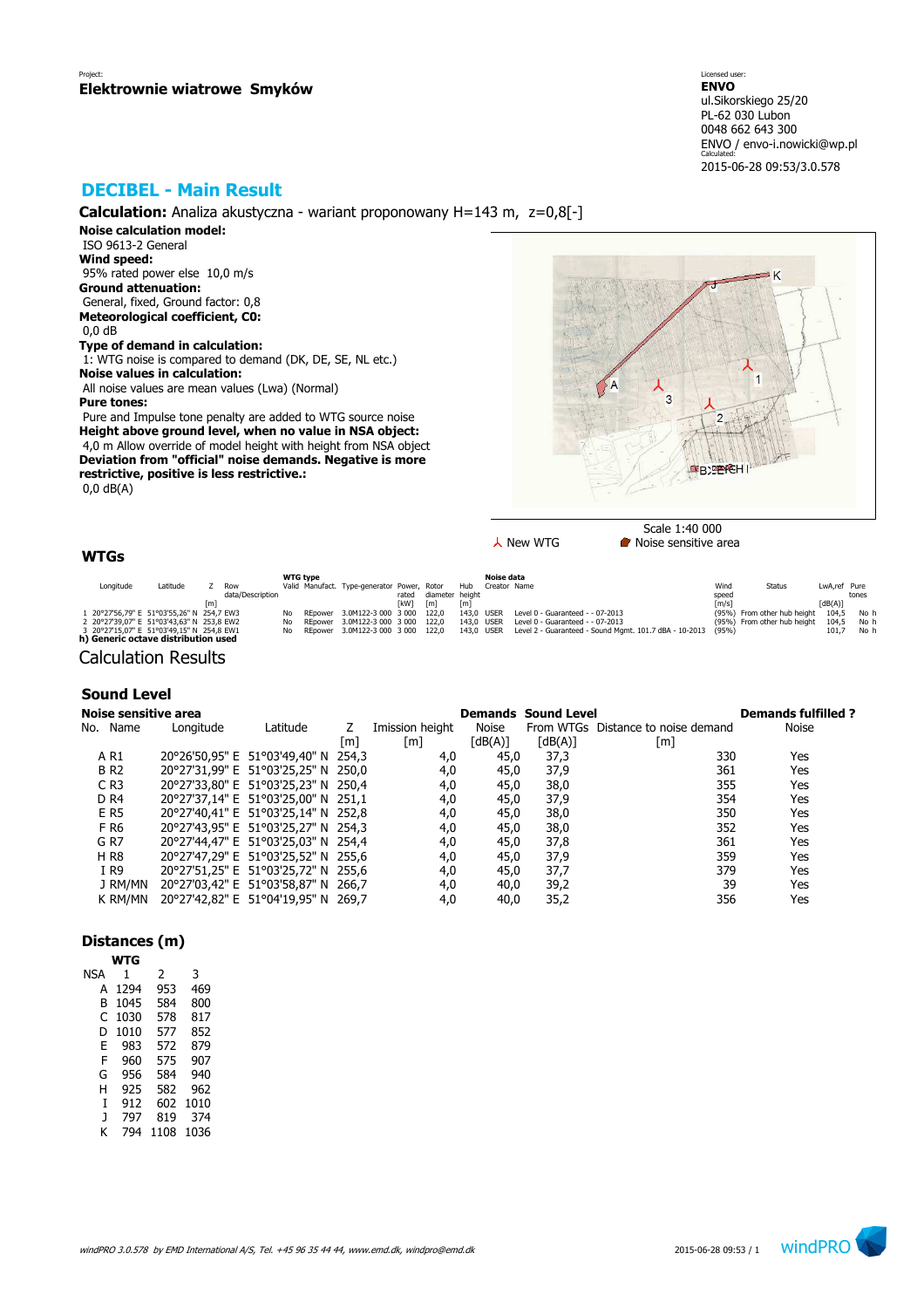Project:
**Elektrownie wiatrowe Smyków**

Licensed user:
**ENVO**
ul.Sikorskiego 25/20
PL-62 030 Lubon
0048 662 643 300
ENVO / envo-i.nowicki@wp.pl
Calculated:
2015-06-28 09:53/3.0.578

# DECIBEL - Main Result

**Calculation:** Analiza akustyczna - wariant proponowany H=143 m, z=0,8[-]

**Noise calculation model:**
ISO 9613-2 General
**Wind speed:**
95% rated power else 10,0 m/s
**Ground attenuation:**
General, fixed, Ground factor: 0,8
**Meteorological coefficient, C0:**
0,0 dB
**Type of demand in calculation:**
1: WTG noise is compared to demand (DK, DE, SE, NL etc.)
**Noise values in calculation:**
All noise values are mean values (Lwa) (Normal)
**Pure tones:**
Pure and Impulse tone penalty are added to WTG source noise
**Height above ground level, when no value in NSA object:**
4,0 m Allow override of model height with height from NSA object
**Deviation from "official" noise demands. Negative is more restrictive, positive is less restrictive.:**
0,0 dB(A)

Scale 1:40 000
New WTG    Noise sensitive area

## WTGs

| | Longitude | Latitude | Z [m] | Row data/Description | WTG type Valid | Manufact. | Type-generator | Power, rated [kW] | Rotor diameter [m] | Hub height [m] | Noise data Creator | Name | Wind speed [m/s] | Status | LwA,ref [dB(A)] | Pure tones |
|---|---|---|---|---|---|---|---|---|---|---|---|---|---|---|---|---|
| 1 | 20°27'56,79" E | 51°03'55,26" N | 254,7 | EW3 | No | REpower | 3.0M122-3 000 | 3 000 | 122,0 | 143,0 | USER | Level 0 - Guaranteed - - 07-2013 | (95%) | From other hub height | 104,5 | No h |
| 2 | 20°27'39,07" E | 51°03'43,63" N | 253,8 | EW2 | No | REpower | 3.0M122-3 000 | 3 000 | 122,0 | 143,0 | USER | Level 0 - Guaranteed - - 07-2013 | (95%) | From other hub height | 104,5 | No h |
| 3 | 20°27'15,07" E | 51°03'49,15" N | 254,8 | EW1 | No | REpower | 3.0M122-3 000 | 3 000 | 122,0 | 143,0 | USER | Level 2 - Guaranteed - Sound Mgmt. 101.7 dBA - 10-2013 | (95%) | | 101,7 | No h |

**h) Generic octave distribution used**

## Calculation Results

### Sound Level

| Noise sensitive area No. | Name | Longitude | Latitude | Z [m] | Imission height [m] | Demands Noise [dB(A)] | Sound Level From WTGs [dB(A)] | Distance to noise demand [m] | Demands fulfilled ? Noise |
|---|---|---|---|---|---|---|---|---|---|
| A | R1 | 20°26'50,95" E | 51°03'49,40" N | 254,3 | 4,0 | 45,0 | 37,3 | 330 | Yes |
| B | R2 | 20°27'31,99" E | 51°03'25,25" N | 250,0 | 4,0 | 45,0 | 37,9 | 361 | Yes |
| C | R3 | 20°27'33,80" E | 51°03'25,23" N | 250,4 | 4,0 | 45,0 | 38,0 | 355 | Yes |
| D | R4 | 20°27'37,14" E | 51°03'25,00" N | 251,1 | 4,0 | 45,0 | 37,9 | 354 | Yes |
| E | R5 | 20°27'40,41" E | 51°03'25,14" N | 252,8 | 4,0 | 45,0 | 38,0 | 350 | Yes |
| F | R6 | 20°27'43,95" E | 51°03'25,27" N | 254,3 | 4,0 | 45,0 | 38,0 | 352 | Yes |
| G | R7 | 20°27'44,47" E | 51°03'25,03" N | 254,4 | 4,0 | 45,0 | 37,8 | 361 | Yes |
| H | R8 | 20°27'47,29" E | 51°03'25,52" N | 255,6 | 4,0 | 45,0 | 37,9 | 359 | Yes |
| I | R9 | 20°27'51,25" E | 51°03'25,72" N | 255,6 | 4,0 | 45,0 | 37,7 | 379 | Yes |
| J | RM/MN | 20°27'03,42" E | 51°03'58,87" N | 266,7 | 4,0 | 40,0 | 39,2 | 39 | Yes |
| K | RM/MN | 20°27'42,82" E | 51°04'19,95" N | 269,7 | 4,0 | 40,0 | 35,2 | 356 | Yes |

### Distances (m)

| NSA | WTG 1 | 2 | 3 |
|---|---|---|---|
| A | 1294 | 953 | 469 |
| B | 1045 | 584 | 800 |
| C | 1030 | 578 | 817 |
| D | 1010 | 577 | 852 |
| E | 983 | 572 | 879 |
| F | 960 | 575 | 907 |
| G | 956 | 584 | 940 |
| H | 925 | 582 | 962 |
| I | 912 | 602 | 1010 |
| J | 797 | 819 | 374 |
| K | 794 | 1108 | 1036 |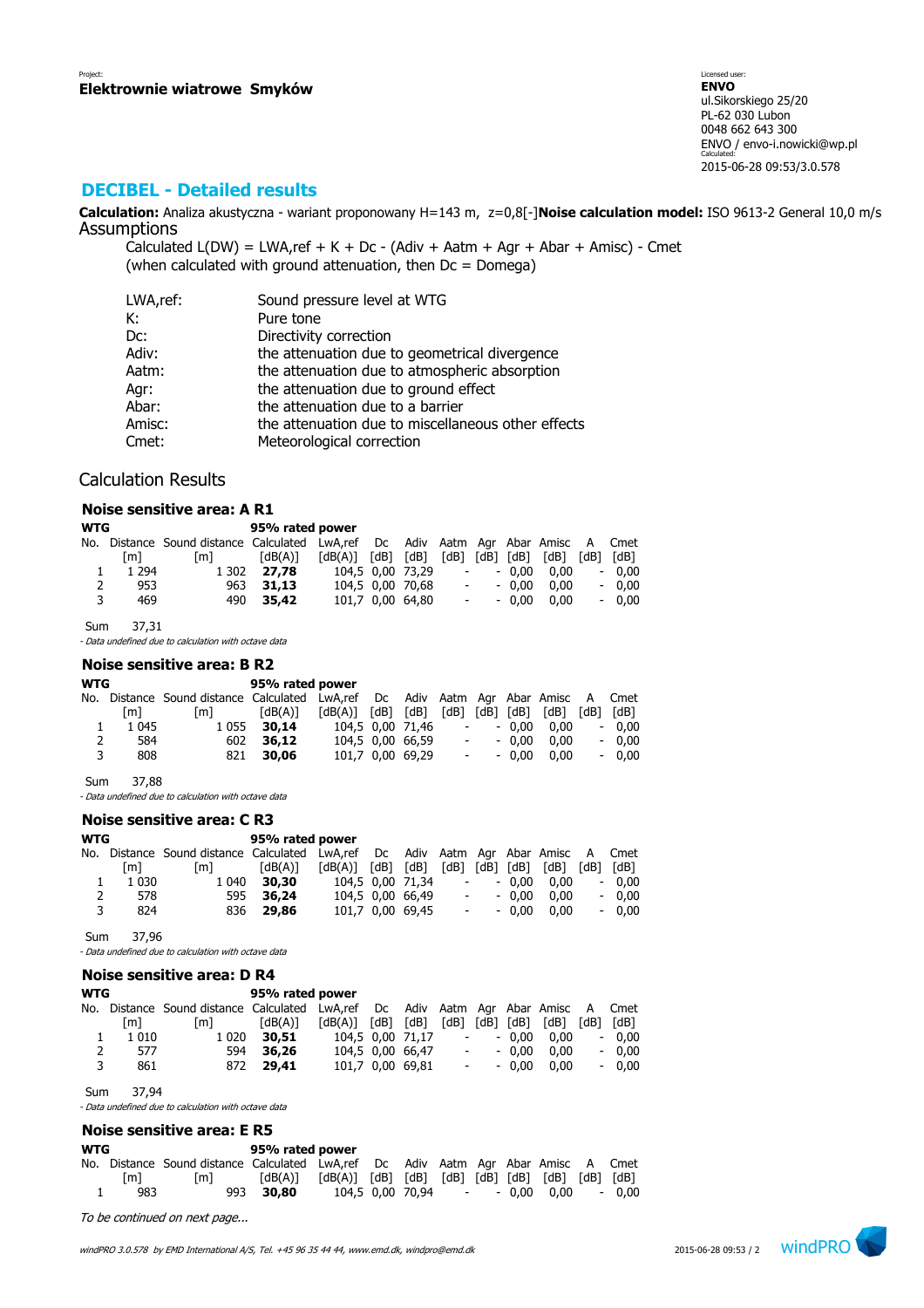Project:
**Elektrownie wiatrowe Smyków**

Licensed user:
**ENVO**
ul.Sikorskiego 25/20
PL-62 030 Lubon
0048 662 643 300
ENVO / envo-i.nowicki@wp.pl
Calculated:
2015-06-28 09:53/3.0.578

## DECIBEL - Detailed results

**Calculation:** Analiza akustyczna - wariant proponowany H=143 m, z=0,8[-]**Noise calculation model:** ISO 9613-2 General 10,0 m/s

Assumptions

Calculated L(DW) = LWA,ref + K + Dc - (Adiv + Aatm + Agr + Abar + Amisc) - Cmet
(when calculated with ground attenuation, then Dc = Domega)

| | |
|---|---|
| LWA,ref: | Sound pressure level at WTG |
| K: | Pure tone |
| Dc: | Directivity correction |
| Adiv: | the attenuation due to geometrical divergence |
| Aatm: | the attenuation due to atmospheric absorption |
| Agr: | the attenuation due to ground effect |
| Abar: | the attenuation due to a barrier |
| Amisc: | the attenuation due to miscellaneous other effects |
| Cmet: | Meteorological correction |

### Calculation Results

#### Noise sensitive area: A R1

| WTG | | | 95% rated power | | | | | | | | | |
|---|---|---|---|---|---|---|---|---|---|---|---|---|
| No. | Distance | Sound distance | Calculated | LwA,ref | Dc | Adiv | Aatm | Agr | Abar | Amisc | A | Cmet |
| | [m] | [m] | [dB(A)] | [dB(A)] | [dB] | [dB] | [dB] | [dB] | [dB] | [dB] | [dB] | [dB] |
| 1 | 1 294 | 1 302 | **27,78** | 104,5 | 0,00 | 73,29 | - | - | 0,00 | 0,00 | - | 0,00 |
| 2 | 953 | 963 | **31,13** | 104,5 | 0,00 | 70,68 | - | - | 0,00 | 0,00 | - | 0,00 |
| 3 | 469 | 490 | **35,42** | 101,7 | 0,00 | 64,80 | - | - | 0,00 | 0,00 | - | 0,00 |

Sum 37,31

*- Data undefined due to calculation with octave data*

#### Noise sensitive area: B R2

| WTG | | | 95% rated power | | | | | | | | | |
|---|---|---|---|---|---|---|---|---|---|---|---|---|
| No. | Distance | Sound distance | Calculated | LwA,ref | Dc | Adiv | Aatm | Agr | Abar | Amisc | A | Cmet |
| | [m] | [m] | [dB(A)] | [dB(A)] | [dB] | [dB] | [dB] | [dB] | [dB] | [dB] | [dB] | [dB] |
| 1 | 1 045 | 1 055 | **30,14** | 104,5 | 0,00 | 71,46 | - | - | 0,00 | 0,00 | - | 0,00 |
| 2 | 584 | 602 | **36,12** | 104,5 | 0,00 | 66,59 | - | - | 0,00 | 0,00 | - | 0,00 |
| 3 | 808 | 821 | **30,06** | 101,7 | 0,00 | 69,29 | - | - | 0,00 | 0,00 | - | 0,00 |

Sum 37,88

*- Data undefined due to calculation with octave data*

#### Noise sensitive area: C R3

| WTG | | | 95% rated power | | | | | | | | | |
|---|---|---|---|---|---|---|---|---|---|---|---|---|
| No. | Distance | Sound distance | Calculated | LwA,ref | Dc | Adiv | Aatm | Agr | Abar | Amisc | A | Cmet |
| | [m] | [m] | [dB(A)] | [dB(A)] | [dB] | [dB] | [dB] | [dB] | [dB] | [dB] | [dB] | [dB] |
| 1 | 1 030 | 1 040 | **30,30** | 104,5 | 0,00 | 71,34 | - | - | 0,00 | 0,00 | - | 0,00 |
| 2 | 578 | 595 | **36,24** | 104,5 | 0,00 | 66,49 | - | - | 0,00 | 0,00 | - | 0,00 |
| 3 | 824 | 836 | **29,86** | 101,7 | 0,00 | 69,45 | - | - | 0,00 | 0,00 | - | 0,00 |

Sum 37,96

*- Data undefined due to calculation with octave data*

#### Noise sensitive area: D R4

| WTG | | | 95% rated power | | | | | | | | | |
|---|---|---|---|---|---|---|---|---|---|---|---|---|
| No. | Distance | Sound distance | Calculated | LwA,ref | Dc | Adiv | Aatm | Agr | Abar | Amisc | A | Cmet |
| | [m] | [m] | [dB(A)] | [dB(A)] | [dB] | [dB] | [dB] | [dB] | [dB] | [dB] | [dB] | [dB] |
| 1 | 1 010 | 1 020 | **30,51** | 104,5 | 0,00 | 71,17 | - | - | 0,00 | 0,00 | - | 0,00 |
| 2 | 577 | 594 | **36,26** | 104,5 | 0,00 | 66,47 | - | - | 0,00 | 0,00 | - | 0,00 |
| 3 | 861 | 872 | **29,41** | 101,7 | 0,00 | 69,81 | - | - | 0,00 | 0,00 | - | 0,00 |

Sum 37,94

*- Data undefined due to calculation with octave data*

#### Noise sensitive area: E R5

| WTG | | | 95% rated power | | | | | | | | | |
|---|---|---|---|---|---|---|---|---|---|---|---|---|
| No. | Distance | Sound distance | Calculated | LwA,ref | Dc | Adiv | Aatm | Agr | Abar | Amisc | A | Cmet |
| | [m] | [m] | [dB(A)] | [dB(A)] | [dB] | [dB] | [dB] | [dB] | [dB] | [dB] | [dB] | [dB] |
| 1 | 983 | 993 | **30,80** | 104,5 | 0,00 | 70,94 | - | - | 0,00 | 0,00 | - | 0,00 |

*To be continued on next page...*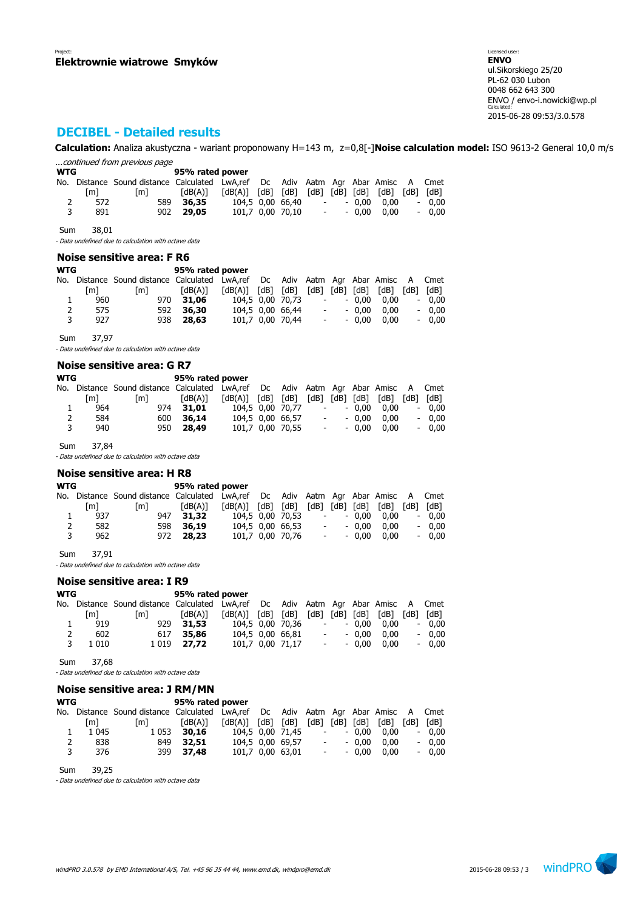Project:
**Elektrownie wiatrowe Smyków**

Licensed user:
**ENVO**
ul.Sikorskiego 25/20
PL-62 030 Lubon
0048 662 643 300
ENVO / envo-i.nowicki@wp.pl
Calculated:
2015-06-28 09:53/3.0.578

# DECIBEL - Detailed results

**Calculation:** Analiza akustyczna - wariant proponowany H=143 m, z=0,8[-]**Noise calculation model:** ISO 9613-2 General 10,0 m/s

*...continued from previous page*

| WTG | | | 95% rated power | | | | | | | | | | |
|---|---|---|---|---|---|---|---|---|---|---|---|---|---|
| No. | Distance [m] | Sound distance [m] | Calculated [dB(A)] | LwA,ref [dB(A)] | Dc [dB] | Adiv [dB] | Aatm [dB] | Agr [dB] | Abar [dB] | Amisc [dB] | A [dB] | Cmet [dB] |
| 2 | 572 | 589 | **36,35** | 104,5 | 0,00 | 66,40 | - | - | 0,00 | 0,00 | - | 0,00 |
| 3 | 891 | 902 | **29,05** | 101,7 | 0,00 | 70,10 | - | - | 0,00 | 0,00 | - | 0,00 |

Sum 38,01

*- Data undefined due to calculation with octave data*

## Noise sensitive area: F R6

| WTG | | | 95% rated power | | | | | | | | | |
|---|---|---|---|---|---|---|---|---|---|---|---|---|
| No. | Distance [m] | Sound distance [m] | Calculated [dB(A)] | LwA,ref [dB(A)] | Dc [dB] | Adiv [dB] | Aatm [dB] | Agr [dB] | Abar [dB] | Amisc [dB] | A [dB] | Cmet [dB] |
| 1 | 960 | 970 | **31,06** | 104,5 | 0,00 | 70,73 | - | - | 0,00 | 0,00 | - | 0,00 |
| 2 | 575 | 592 | **36,30** | 104,5 | 0,00 | 66,44 | - | - | 0,00 | 0,00 | - | 0,00 |
| 3 | 927 | 938 | **28,63** | 101,7 | 0,00 | 70,44 | - | - | 0,00 | 0,00 | - | 0,00 |

Sum 37,97

*- Data undefined due to calculation with octave data*

## Noise sensitive area: G R7

| WTG | | | 95% rated power | | | | | | | | | |
|---|---|---|---|---|---|---|---|---|---|---|---|---|
| No. | Distance [m] | Sound distance [m] | Calculated [dB(A)] | LwA,ref [dB(A)] | Dc [dB] | Adiv [dB] | Aatm [dB] | Agr [dB] | Abar [dB] | Amisc [dB] | A [dB] | Cmet [dB] |
| 1 | 964 | 974 | **31,01** | 104,5 | 0,00 | 70,77 | - | - | 0,00 | 0,00 | - | 0,00 |
| 2 | 584 | 600 | **36,14** | 104,5 | 0,00 | 66,57 | - | - | 0,00 | 0,00 | - | 0,00 |
| 3 | 940 | 950 | **28,49** | 101,7 | 0,00 | 70,55 | - | - | 0,00 | 0,00 | - | 0,00 |

Sum 37,84

*- Data undefined due to calculation with octave data*

## Noise sensitive area: H R8

| WTG | | | 95% rated power | | | | | | | | | |
|---|---|---|---|---|---|---|---|---|---|---|---|---|
| No. | Distance [m] | Sound distance [m] | Calculated [dB(A)] | LwA,ref [dB(A)] | Dc [dB] | Adiv [dB] | Aatm [dB] | Agr [dB] | Abar [dB] | Amisc [dB] | A [dB] | Cmet [dB] |
| 1 | 937 | 947 | **31,32** | 104,5 | 0,00 | 70,53 | - | - | 0,00 | 0,00 | - | 0,00 |
| 2 | 582 | 598 | **36,19** | 104,5 | 0,00 | 66,53 | - | - | 0,00 | 0,00 | - | 0,00 |
| 3 | 962 | 972 | **28,23** | 101,7 | 0,00 | 70,76 | - | - | 0,00 | 0,00 | - | 0,00 |

Sum 37,91

*- Data undefined due to calculation with octave data*

## Noise sensitive area: I R9

| WTG | | | 95% rated power | | | | | | | | | |
|---|---|---|---|---|---|---|---|---|---|---|---|---|
| No. | Distance [m] | Sound distance [m] | Calculated [dB(A)] | LwA,ref [dB(A)] | Dc [dB] | Adiv [dB] | Aatm [dB] | Agr [dB] | Abar [dB] | Amisc [dB] | A [dB] | Cmet [dB] |
| 1 | 919 | 929 | **31,53** | 104,5 | 0,00 | 70,36 | - | - | 0,00 | 0,00 | - | 0,00 |
| 2 | 602 | 617 | **35,86** | 104,5 | 0,00 | 66,81 | - | - | 0,00 | 0,00 | - | 0,00 |
| 3 | 1 010 | 1 019 | **27,72** | 101,7 | 0,00 | 71,17 | - | - | 0,00 | 0,00 | - | 0,00 |

Sum 37,68

*- Data undefined due to calculation with octave data*

## Noise sensitive area: J RM/MN

| WTG | | | 95% rated power | | | | | | | | | |
|---|---|---|---|---|---|---|---|---|---|---|---|---|
| No. | Distance [m] | Sound distance [m] | Calculated [dB(A)] | LwA,ref [dB(A)] | Dc [dB] | Adiv [dB] | Aatm [dB] | Agr [dB] | Abar [dB] | Amisc [dB] | A [dB] | Cmet [dB] |
| 1 | 1 045 | 1 053 | **30,16** | 104,5 | 0,00 | 71,45 | - | - | 0,00 | 0,00 | - | 0,00 |
| 2 | 838 | 849 | **32,51** | 104,5 | 0,00 | 69,57 | - | - | 0,00 | 0,00 | - | 0,00 |
| 3 | 376 | 399 | **37,48** | 101,7 | 0,00 | 63,01 | - | - | 0,00 | 0,00 | - | 0,00 |

Sum 39,25

*- Data undefined due to calculation with octave data*

*windPRO 3.0.578 by EMD International A/S, Tel. +45 96 35 44 44, www.emd.dk, windpro@emd.dk*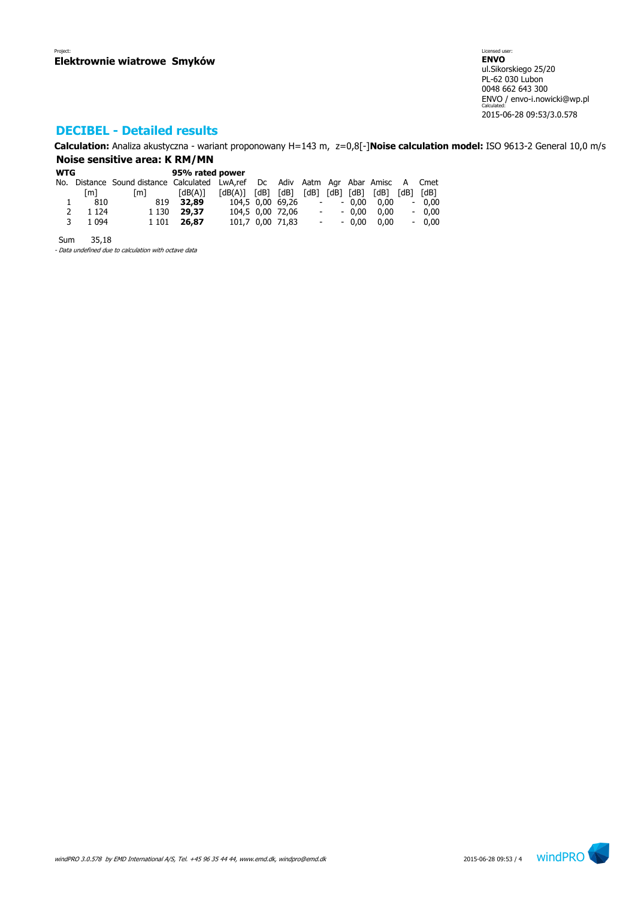Project:
**Elektrownie wiatrowe Smyków**

Licensed user:
**ENVO**
ul.Sikorskiego 25/20
PL-62 030 Lubon
0048 662 643 300
ENVO / envo-i.nowicki@wp.pl
Calculated:
2015-06-28 09:53/3.0.578

## DECIBEL - Detailed results

**Calculation:** Analiza akustyczna - wariant proponowany H=143 m, z=0,8[-]**Noise calculation model:** ISO 9613-2 General 10,0 m/s

### Noise sensitive area: K RM/MN

| WTG | | | 95% rated power | | | | | | | | | |
|---|---|---|---|---|---|---|---|---|---|---|---|---|
| No. | Distance | Sound distance | Calculated | LwA,ref | Dc | Adiv | Aatm | Agr | Abar | Amisc | A | Cmet |
| | [m] | [m] | [dB(A)] | [dB(A)] | [dB] | [dB] | [dB] | [dB] | [dB] | [dB] | [dB] | [dB] |
| 1 | 810 | 819 | **32,89** | 104,5 | 0,00 | 69,26 | - | - | 0,00 | 0,00 | - | 0,00 |
| 2 | 1 124 | 1 130 | **29,37** | 104,5 | 0,00 | 72,06 | - | - | 0,00 | 0,00 | - | 0,00 |
| 3 | 1 094 | 1 101 | **26,87** | 101,7 | 0,00 | 71,83 | - | - | 0,00 | 0,00 | - | 0,00 |

Sum 35,18

*- Data undefined due to calculation with octave data*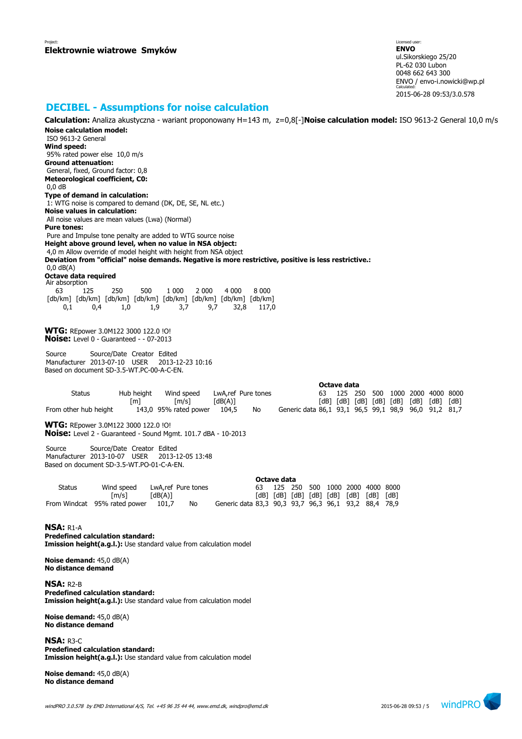Project:
**Elektrownie wiatrowe Smyków**

Licensed user:
**ENVO**
ul.Sikorskiego 25/20
PL-62 030 Lubon
0048 662 643 300
ENVO / envo-i.nowicki@wp.pl
Calculated:
2015-06-28 09:53/3.0.578

## DECIBEL - Assumptions for noise calculation

**Calculation:** Analiza akustyczna - wariant proponowany H=143 m, z=0,8[-]**Noise calculation model:** ISO 9613-2 General 10,0 m/s

**Noise calculation model:**
ISO 9613-2 General
**Wind speed:**
95% rated power else 10,0 m/s
**Ground attenuation:**
General, fixed, Ground factor: 0,8
**Meteorological coefficient, C0:**
0,0 dB
**Type of demand in calculation:**
1: WTG noise is compared to demand (DK, DE, SE, NL etc.)
**Noise values in calculation:**
All noise values are mean values (Lwa) (Normal)
**Pure tones:**
Pure and Impulse tone penalty are added to WTG source noise
**Height above ground level, when no value in NSA object:**
4,0 m Allow override of model height with height from NSA object
**Deviation from "official" noise demands. Negative is more restrictive, positive is less restrictive.:**
0,0 dB(A)
**Octave data required**
Air absorption

| 63 | 125 | 250 | 500 | 1 000 | 2 000 | 4 000 | 8 000 |
|---|---|---|---|---|---|---|---|
| [db/km] | [db/km] | [db/km] | [db/km] | [db/km] | [db/km] | [db/km] | [db/km] |
| 0,1 | 0,4 | 1,0 | 1,9 | 3,7 | 9,7 | 32,8 | 117,0 |

**WTG:** REpower 3.0M122 3000 122.0 !O!
**Noise:** Level 0 - Guaranteed - - 07-2013

| Source | Source/Date | Creator | Edited |
|---|---|---|---|
| Manufacturer | 2013-07-10 | USER | 2013-12-23 10:16 |

Based on document SD-3.5-WT.PC-00-A-C-EN.

| Status | Hub height [m] | Wind speed [m/s] | LwA,ref [dB(A)] | Pure tones | | Octave data 63 [dB] | 125 [dB] | 250 [dB] | 500 [dB] | 1000 [dB] | 2000 [dB] | 4000 [dB] | 8000 [dB] |
|---|---|---|---|---|---|---|---|---|---|---|---|---|---|
| From other hub height | 143,0 | 95% rated power | 104,5 | No | Generic data | 86,1 | 93,1 | 96,5 | 99,1 | 98,9 | 96,0 | 91,2 | 81,7 |

**WTG:** REpower 3.0M122 3000 122.0 !O!
**Noise:** Level 2 - Guaranteed - Sound Mgmt. 101.7 dBA - 10-2013

| Source | Source/Date | Creator | Edited |
|---|---|---|---|
| Manufacturer | 2013-10-07 | USER | 2013-12-05 13:48 |

Based on document SD-3.5-WT.PO-01-C-A-EN.

| Status | Wind speed [m/s] | LwA,ref [dB(A)] | Pure tones | | Octave data 63 [dB] | 125 [dB] | 250 [dB] | 500 [dB] | 1000 [dB] | 2000 [dB] | 4000 [dB] | 8000 [dB] |
|---|---|---|---|---|---|---|---|---|---|---|---|---|
| From Windcat | 95% rated power | 101,7 | No | Generic data | 83,3 | 90,3 | 93,7 | 96,3 | 96,1 | 93,2 | 88,4 | 78,9 |

**NSA:** R1-A
**Predefined calculation standard:**
**Imission height(a.g.l.):** Use standard value from calculation model

**Noise demand:** 45,0 dB(A)
**No distance demand**

**NSA:** R2-B
**Predefined calculation standard:**
**Imission height(a.g.l.):** Use standard value from calculation model

**Noise demand:** 45,0 dB(A)
**No distance demand**

**NSA:** R3-C
**Predefined calculation standard:**
**Imission height(a.g.l.):** Use standard value from calculation model

**Noise demand:** 45,0 dB(A)
**No distance demand**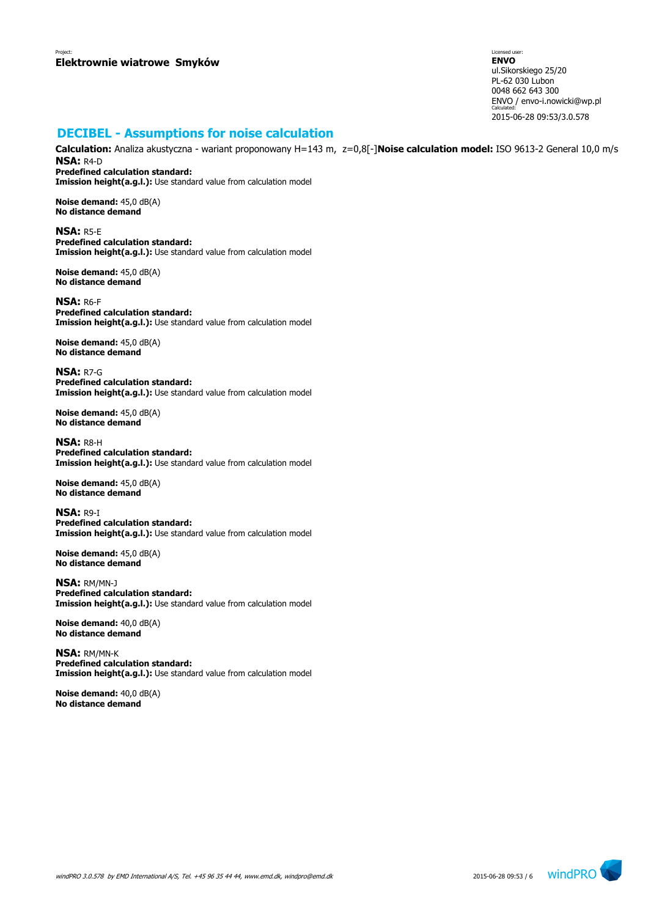Project:
**Elektrownie wiatrowe Smyków**

Licensed user:
**ENVO**
ul.Sikorskiego 25/20
PL-62 030 Lubon
0048 662 643 300
ENVO / envo-i.nowicki@wp.pl
Calculated:
2015-06-28 09:53/3.0.578

## DECIBEL - Assumptions for noise calculation

**Calculation:** Analiza akustyczna - wariant proponowany H=143 m, z=0,8[-]**Noise calculation model:** ISO 9613-2 General 10,0 m/s

**NSA:** R4-D
**Predefined calculation standard:**
**Imission height(a.g.l.):** Use standard value from calculation model

**Noise demand:** 45,0 dB(A)
**No distance demand**

**NSA:** R5-E
**Predefined calculation standard:**
**Imission height(a.g.l.):** Use standard value from calculation model

**Noise demand:** 45,0 dB(A)
**No distance demand**

**NSA:** R6-F
**Predefined calculation standard:**
**Imission height(a.g.l.):** Use standard value from calculation model

**Noise demand:** 45,0 dB(A)
**No distance demand**

**NSA:** R7-G
**Predefined calculation standard:**
**Imission height(a.g.l.):** Use standard value from calculation model

**Noise demand:** 45,0 dB(A)
**No distance demand**

**NSA:** R8-H
**Predefined calculation standard:**
**Imission height(a.g.l.):** Use standard value from calculation model

**Noise demand:** 45,0 dB(A)
**No distance demand**

**NSA:** R9-I
**Predefined calculation standard:**
**Imission height(a.g.l.):** Use standard value from calculation model

**Noise demand:** 45,0 dB(A)
**No distance demand**

**NSA:** RM/MN-J
**Predefined calculation standard:**
**Imission height(a.g.l.):** Use standard value from calculation model

**Noise demand:** 40,0 dB(A)
**No distance demand**

**NSA:** RM/MN-K
**Predefined calculation standard:**
**Imission height(a.g.l.):** Use standard value from calculation model

**Noise demand:** 40,0 dB(A)
**No distance demand**